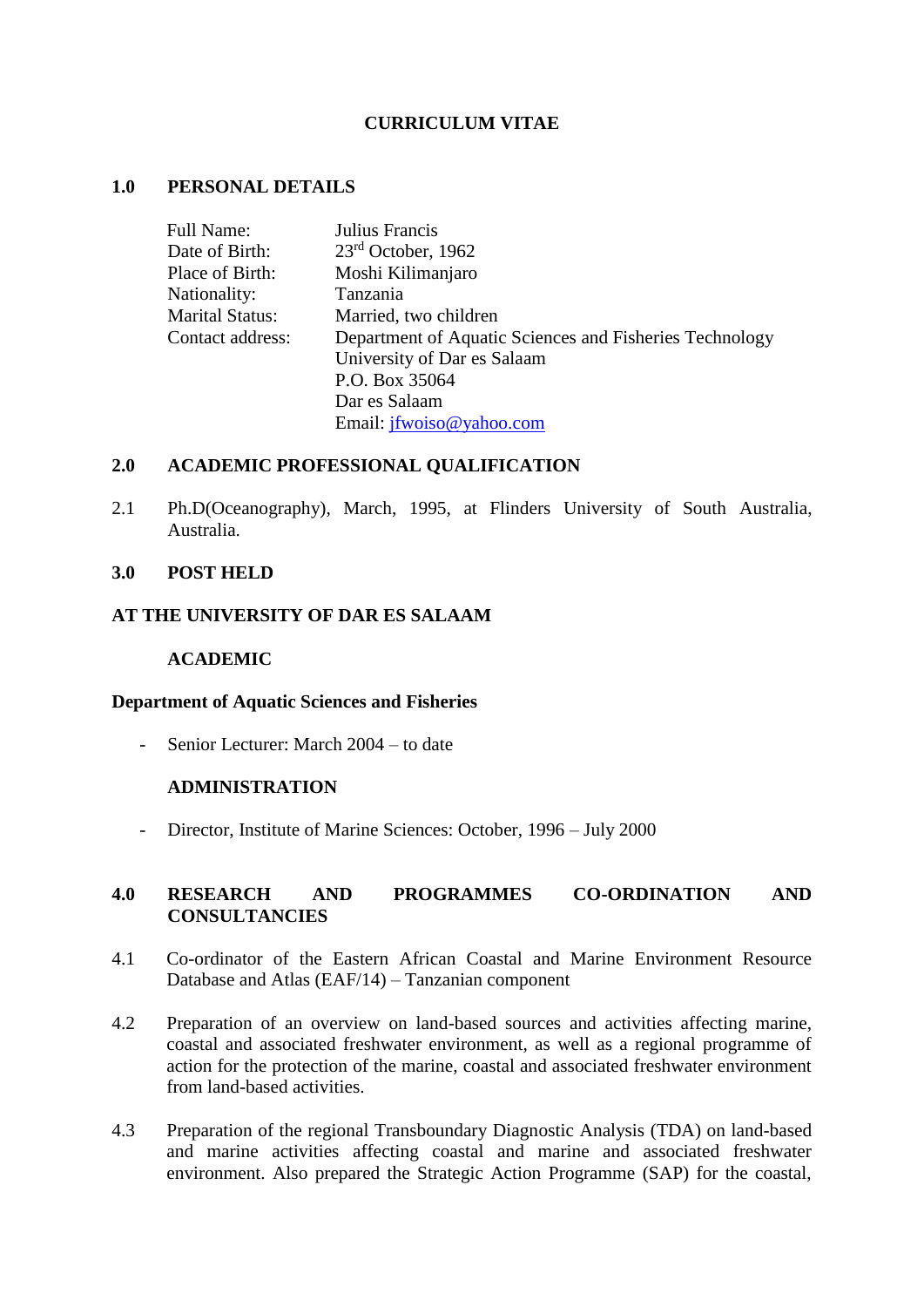# CURRICULUM VITAE

## 1.0 PERSONAL DETAILS

| | |
|---|---|
| Full Name: | Julius Francis |
| Date of Birth: | 23rd October, 1962 |
| Place of Birth: | Moshi Kilimanjaro |
| Nationality: | Tanzania |
| Marital Status: | Married, two children |
| Contact address: | Department of Aquatic Sciences and Fisheries Technology<br>University of Dar es Salaam<br>P.O. Box 35064<br>Dar es Salaam<br>Email: jfwoiso@yahoo.com |

## 2.0 ACADEMIC PROFESSIONAL QUALIFICATION

2.1 Ph.D(Oceanography), March, 1995, at Flinders University of South Australia, Australia.

## 3.0 POST HELD

### AT THE UNIVERSITY OF DAR ES SALAAM

#### ACADEMIC

**Department of Aquatic Sciences and Fisheries**

- Senior Lecturer: March 2004 – to date

#### ADMINISTRATION

- Director, Institute of Marine Sciences: October, 1996 – July 2000

## 4.0 RESEARCH AND PROGRAMMES CO-ORDINATION AND CONSULTANCIES

4.1 Co-ordinator of the Eastern African Coastal and Marine Environment Resource Database and Atlas (EAF/14) – Tanzanian component

4.2 Preparation of an overview on land-based sources and activities affecting marine, coastal and associated freshwater environment, as well as a regional programme of action for the protection of the marine, coastal and associated freshwater environment from land-based activities.

4.3 Preparation of the regional Transboundary Diagnostic Analysis (TDA) on land-based and marine activities affecting coastal and marine and associated freshwater environment. Also prepared the Strategic Action Programme (SAP) for the coastal,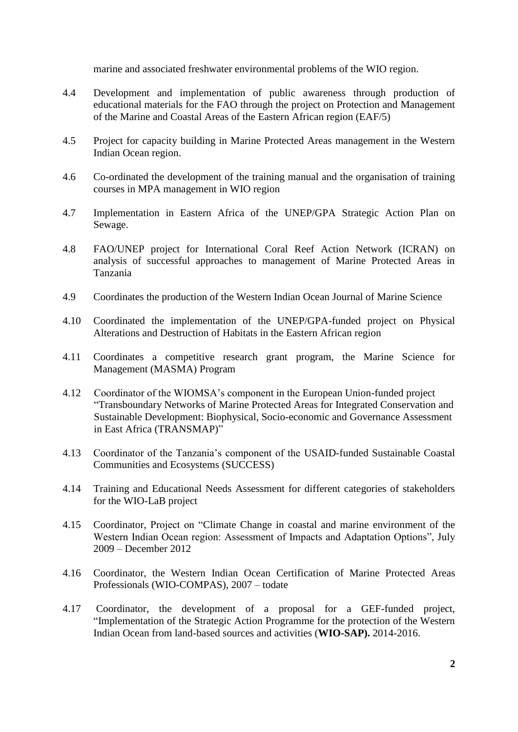marine and associated freshwater environmental problems of the WIO region.

4.4 Development and implementation of public awareness through production of educational materials for the FAO through the project on Protection and Management of the Marine and Coastal Areas of the Eastern African region (EAF/5)

4.5 Project for capacity building in Marine Protected Areas management in the Western Indian Ocean region.

4.6 Co-ordinated the development of the training manual and the organisation of training courses in MPA management in WIO region

4.7 Implementation in Eastern Africa of the UNEP/GPA Strategic Action Plan on Sewage.

4.8 FAO/UNEP project for International Coral Reef Action Network (ICRAN) on analysis of successful approaches to management of Marine Protected Areas in Tanzania

4.9 Coordinates the production of the Western Indian Ocean Journal of Marine Science

4.10 Coordinated the implementation of the UNEP/GPA-funded project on Physical Alterations and Destruction of Habitats in the Eastern African region

4.11 Coordinates a competitive research grant program, the Marine Science for Management (MASMA) Program

4.12 Coordinator of the WIOMSA's component in the European Union-funded project "Transboundary Networks of Marine Protected Areas for Integrated Conservation and Sustainable Development: Biophysical, Socio-economic and Governance Assessment in East Africa (TRANSMAP)"

4.13 Coordinator of the Tanzania's component of the USAID-funded Sustainable Coastal Communities and Ecosystems (SUCCESS)

4.14 Training and Educational Needs Assessment for different categories of stakeholders for the WIO-LaB project

4.15 Coordinator, Project on "Climate Change in coastal and marine environment of the Western Indian Ocean region: Assessment of Impacts and Adaptation Options", July 2009 – December 2012

4.16 Coordinator, the Western Indian Ocean Certification of Marine Protected Areas Professionals (WIO-COMPAS), 2007 – todate

4.17 Coordinator, the development of a proposal for a GEF-funded project, "Implementation of the Strategic Action Programme for the protection of the Western Indian Ocean from land-based sources and activities (**WIO-SAP).** 2014-2016.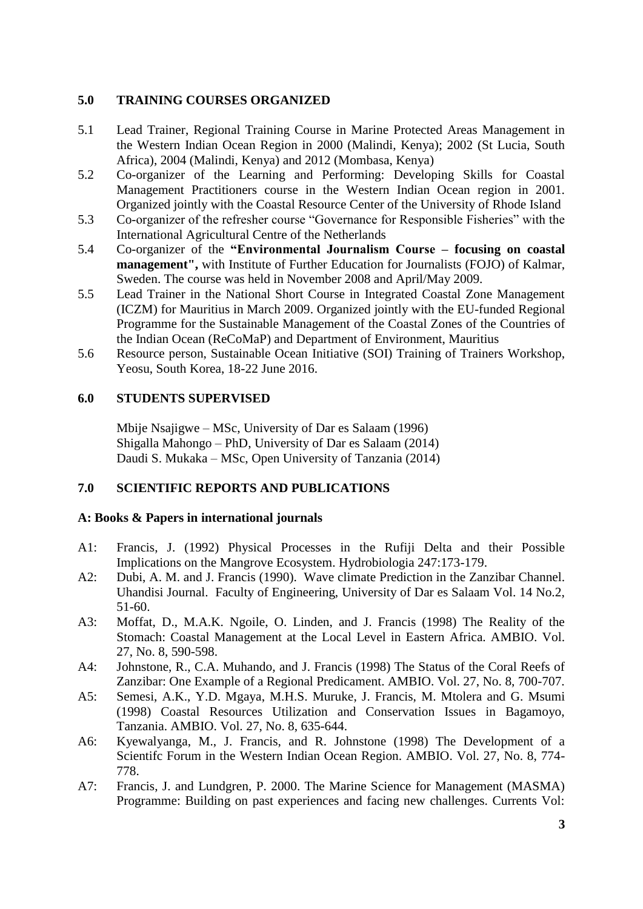## 5.0 TRAINING COURSES ORGANIZED

5.1 Lead Trainer, Regional Training Course in Marine Protected Areas Management in the Western Indian Ocean Region in 2000 (Malindi, Kenya); 2002 (St Lucia, South Africa), 2004 (Malindi, Kenya) and 2012 (Mombasa, Kenya)

5.2 Co-organizer of the Learning and Performing: Developing Skills for Coastal Management Practitioners course in the Western Indian Ocean region in 2001. Organized jointly with the Coastal Resource Center of the University of Rhode Island

5.3 Co-organizer of the refresher course "Governance for Responsible Fisheries" with the International Agricultural Centre of the Netherlands

5.4 Co-organizer of the **"Environmental Journalism Course – focusing on coastal management",** with Institute of Further Education for Journalists (FOJO) of Kalmar, Sweden. The course was held in November 2008 and April/May 2009.

5.5 Lead Trainer in the National Short Course in Integrated Coastal Zone Management (ICZM) for Mauritius in March 2009. Organized jointly with the EU-funded Regional Programme for the Sustainable Management of the Coastal Zones of the Countries of the Indian Ocean (ReCoMaP) and Department of Environment, Mauritius

5.6 Resource person, Sustainable Ocean Initiative (SOI) Training of Trainers Workshop, Yeosu, South Korea, 18-22 June 2016.

## 6.0 STUDENTS SUPERVISED

Mbije Nsajigwe – MSc, University of Dar es Salaam (1996)
Shigalla Mahongo – PhD, University of Dar es Salaam (2014)
Daudi S. Mukaka – MSc, Open University of Tanzania (2014)

## 7.0 SCIENTIFIC REPORTS AND PUBLICATIONS

### A: Books & Papers in international journals

A1: Francis, J. (1992) Physical Processes in the Rufiji Delta and their Possible Implications on the Mangrove Ecosystem. Hydrobiologia 247:173-179.

A2: Dubi, A. M. and J. Francis (1990). Wave climate Prediction in the Zanzibar Channel. Uhandisi Journal. Faculty of Engineering, University of Dar es Salaam Vol. 14 No.2, 51-60.

A3: Moffat, D., M.A.K. Ngoile, O. Linden, and J. Francis (1998) The Reality of the Stomach: Coastal Management at the Local Level in Eastern Africa. AMBIO. Vol. 27, No. 8, 590-598.

A4: Johnstone, R., C.A. Muhando, and J. Francis (1998) The Status of the Coral Reefs of Zanzibar: One Example of a Regional Predicament. AMBIO. Vol. 27, No. 8, 700-707.

A5: Semesi, A.K., Y.D. Mgaya, M.H.S. Muruke, J. Francis, M. Mtolera and G. Msumi (1998) Coastal Resources Utilization and Conservation Issues in Bagamoyo, Tanzania. AMBIO. Vol. 27, No. 8, 635-644.

A6: Kyewalyanga, M., J. Francis, and R. Johnstone (1998) The Development of a Scientifc Forum in the Western Indian Ocean Region. AMBIO. Vol. 27, No. 8, 774-778.

A7: Francis, J. and Lundgren, P. 2000. The Marine Science for Management (MASMA) Programme: Building on past experiences and facing new challenges. Currents Vol: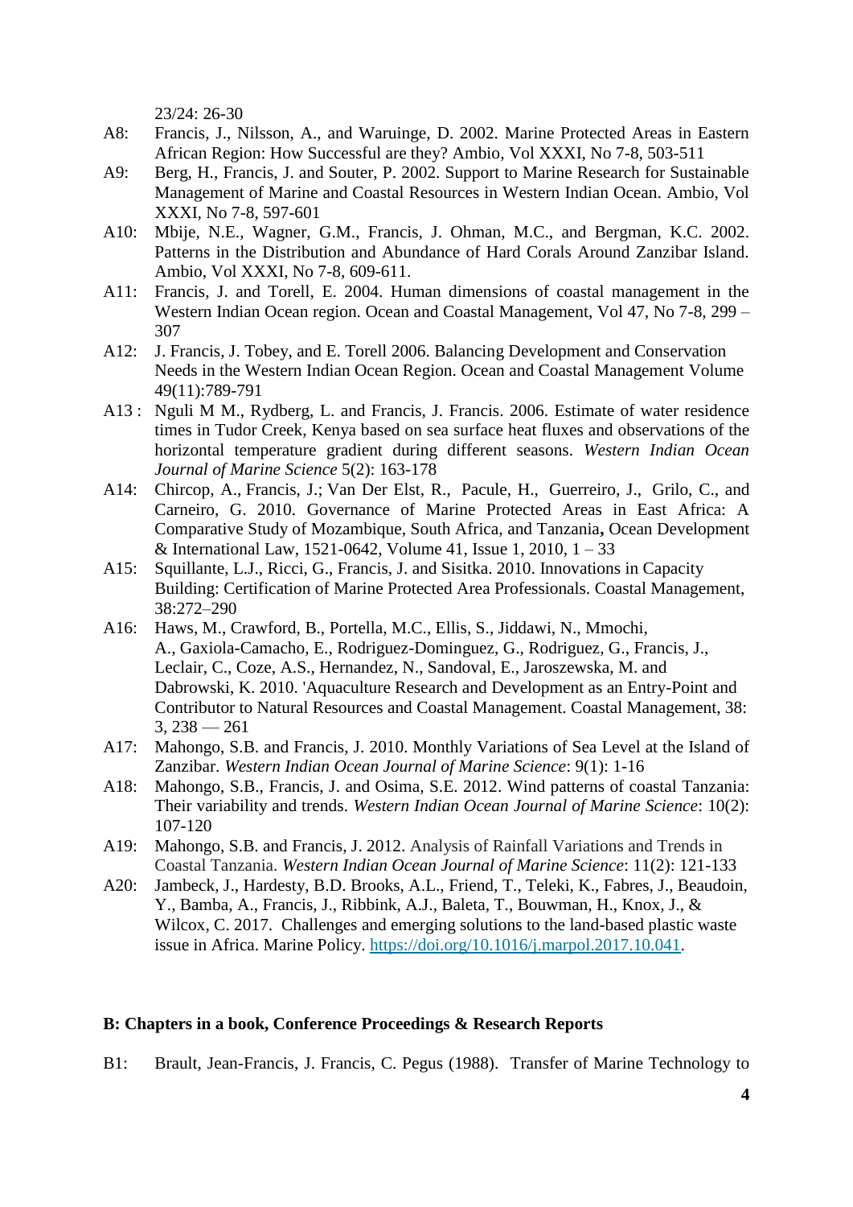23/24: 26-30

A8: Francis, J., Nilsson, A., and Waruinge, D. 2002. Marine Protected Areas in Eastern African Region: How Successful are they? Ambio, Vol XXXI, No 7-8, 503-511

A9: Berg, H., Francis, J. and Souter, P. 2002. Support to Marine Research for Sustainable Management of Marine and Coastal Resources in Western Indian Ocean. Ambio, Vol XXXI, No 7-8, 597-601

A10: Mbije, N.E., Wagner, G.M., Francis, J. Ohman, M.C., and Bergman, K.C. 2002. Patterns in the Distribution and Abundance of Hard Corals Around Zanzibar Island. Ambio, Vol XXXI, No 7-8, 609-611.

A11: Francis, J. and Torell, E. 2004. Human dimensions of coastal management in the Western Indian Ocean region. Ocean and Coastal Management, Vol 47, No 7-8, 299 – 307

A12: J. Francis, J. Tobey, and E. Torell 2006. Balancing Development and Conservation Needs in the Western Indian Ocean Region. Ocean and Coastal Management Volume 49(11):789-791

A13 : Nguli M M., Rydberg, L. and Francis, J. Francis. 2006. Estimate of water residence times in Tudor Creek, Kenya based on sea surface heat fluxes and observations of the horizontal temperature gradient during different seasons. *Western Indian Ocean Journal of Marine Science* 5(2): 163-178

A14: Chircop, A., Francis, J.; Van Der Elst, R., Pacule, H., Guerreiro, J., Grilo, C., and Carneiro, G. 2010. Governance of Marine Protected Areas in East Africa: A Comparative Study of Mozambique, South Africa, and Tanzania**,** Ocean Development & International Law, 1521-0642, Volume 41, Issue 1, 2010, 1 – 33

A15: Squillante, L.J., Ricci, G., Francis, J. and Sisitka. 2010. Innovations in Capacity Building: Certification of Marine Protected Area Professionals. Coastal Management, 38:272–290

A16: Haws, M., Crawford, B., Portella, M.C., Ellis, S., Jiddawi, N., Mmochi, A., Gaxiola-Camacho, E., Rodriguez-Dominguez, G., Rodriguez, G., Francis, J., Leclair, C., Coze, A.S., Hernandez, N., Sandoval, E., Jaroszewska, M. and Dabrowski, K. 2010. 'Aquaculture Research and Development as an Entry-Point and Contributor to Natural Resources and Coastal Management. Coastal Management, 38: 3, 238 — 261

A17: Mahongo, S.B. and Francis, J. 2010. Monthly Variations of Sea Level at the Island of Zanzibar. *Western Indian Ocean Journal of Marine Science*: 9(1): 1-16

A18: Mahongo, S.B., Francis, J. and Osima, S.E. 2012. Wind patterns of coastal Tanzania: Their variability and trends. *Western Indian Ocean Journal of Marine Science*: 10(2): 107-120

A19: Mahongo, S.B. and Francis, J. 2012. Analysis of Rainfall Variations and Trends in Coastal Tanzania. *Western Indian Ocean Journal of Marine Science*: 11(2): 121-133

A20: Jambeck, J., Hardesty, B.D. Brooks, A.L., Friend, T., Teleki, K., Fabres, J., Beaudoin, Y., Bamba, A., Francis, J., Ribbink, A.J., Baleta, T., Bouwman, H., Knox, J., & Wilcox, C. 2017. Challenges and emerging solutions to the land-based plastic waste issue in Africa. Marine Policy. https://doi.org/10.1016/j.marpol.2017.10.041.

**B: Chapters in a book, Conference Proceedings & Research Reports**

B1: Brault, Jean-Francis, J. Francis, C. Pegus (1988). Transfer of Marine Technology to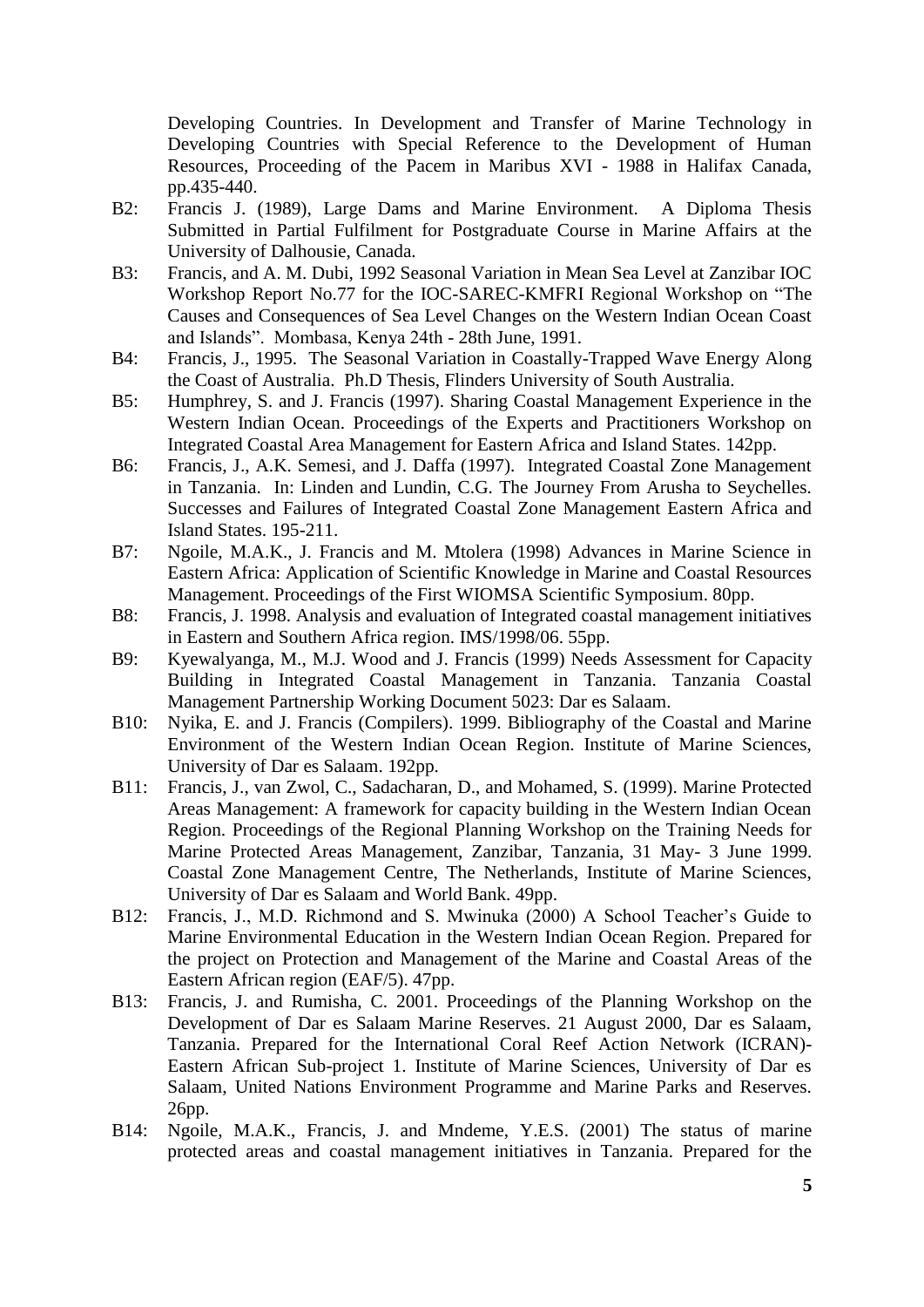Developing Countries. In Development and Transfer of Marine Technology in Developing Countries with Special Reference to the Development of Human Resources, Proceeding of the Pacem in Maribus XVI - 1988 in Halifax Canada, pp.435-440.

B2: Francis J. (1989), Large Dams and Marine Environment. A Diploma Thesis Submitted in Partial Fulfilment for Postgraduate Course in Marine Affairs at the University of Dalhousie, Canada.

B3: Francis, and A. M. Dubi, 1992 Seasonal Variation in Mean Sea Level at Zanzibar IOC Workshop Report No.77 for the IOC-SAREC-KMFRI Regional Workshop on "The Causes and Consequences of Sea Level Changes on the Western Indian Ocean Coast and Islands". Mombasa, Kenya 24th - 28th June, 1991.

B4: Francis, J., 1995. The Seasonal Variation in Coastally-Trapped Wave Energy Along the Coast of Australia. Ph.D Thesis, Flinders University of South Australia.

B5: Humphrey, S. and J. Francis (1997). Sharing Coastal Management Experience in the Western Indian Ocean. Proceedings of the Experts and Practitioners Workshop on Integrated Coastal Area Management for Eastern Africa and Island States. 142pp.

B6: Francis, J., A.K. Semesi, and J. Daffa (1997). Integrated Coastal Zone Management in Tanzania. In: Linden and Lundin, C.G. The Journey From Arusha to Seychelles. Successes and Failures of Integrated Coastal Zone Management Eastern Africa and Island States. 195-211.

B7: Ngoile, M.A.K., J. Francis and M. Mtolera (1998) Advances in Marine Science in Eastern Africa: Application of Scientific Knowledge in Marine and Coastal Resources Management. Proceedings of the First WIOMSA Scientific Symposium. 80pp.

B8: Francis, J. 1998. Analysis and evaluation of Integrated coastal management initiatives in Eastern and Southern Africa region. IMS/1998/06. 55pp.

B9: Kyewalyanga, M., M.J. Wood and J. Francis (1999) Needs Assessment for Capacity Building in Integrated Coastal Management in Tanzania. Tanzania Coastal Management Partnership Working Document 5023: Dar es Salaam.

B10: Nyika, E. and J. Francis (Compilers). 1999. Bibliography of the Coastal and Marine Environment of the Western Indian Ocean Region. Institute of Marine Sciences, University of Dar es Salaam. 192pp.

B11: Francis, J., van Zwol, C., Sadacharan, D., and Mohamed, S. (1999). Marine Protected Areas Management: A framework for capacity building in the Western Indian Ocean Region. Proceedings of the Regional Planning Workshop on the Training Needs for Marine Protected Areas Management, Zanzibar, Tanzania, 31 May- 3 June 1999. Coastal Zone Management Centre, The Netherlands, Institute of Marine Sciences, University of Dar es Salaam and World Bank. 49pp.

B12: Francis, J., M.D. Richmond and S. Mwinuka (2000) A School Teacher's Guide to Marine Environmental Education in the Western Indian Ocean Region. Prepared for the project on Protection and Management of the Marine and Coastal Areas of the Eastern African region (EAF/5). 47pp.

B13: Francis, J. and Rumisha, C. 2001. Proceedings of the Planning Workshop on the Development of Dar es Salaam Marine Reserves. 21 August 2000, Dar es Salaam, Tanzania. Prepared for the International Coral Reef Action Network (ICRAN)-Eastern African Sub-project 1. Institute of Marine Sciences, University of Dar es Salaam, United Nations Environment Programme and Marine Parks and Reserves. 26pp.

B14: Ngoile, M.A.K., Francis, J. and Mndeme, Y.E.S. (2001) The status of marine protected areas and coastal management initiatives in Tanzania. Prepared for the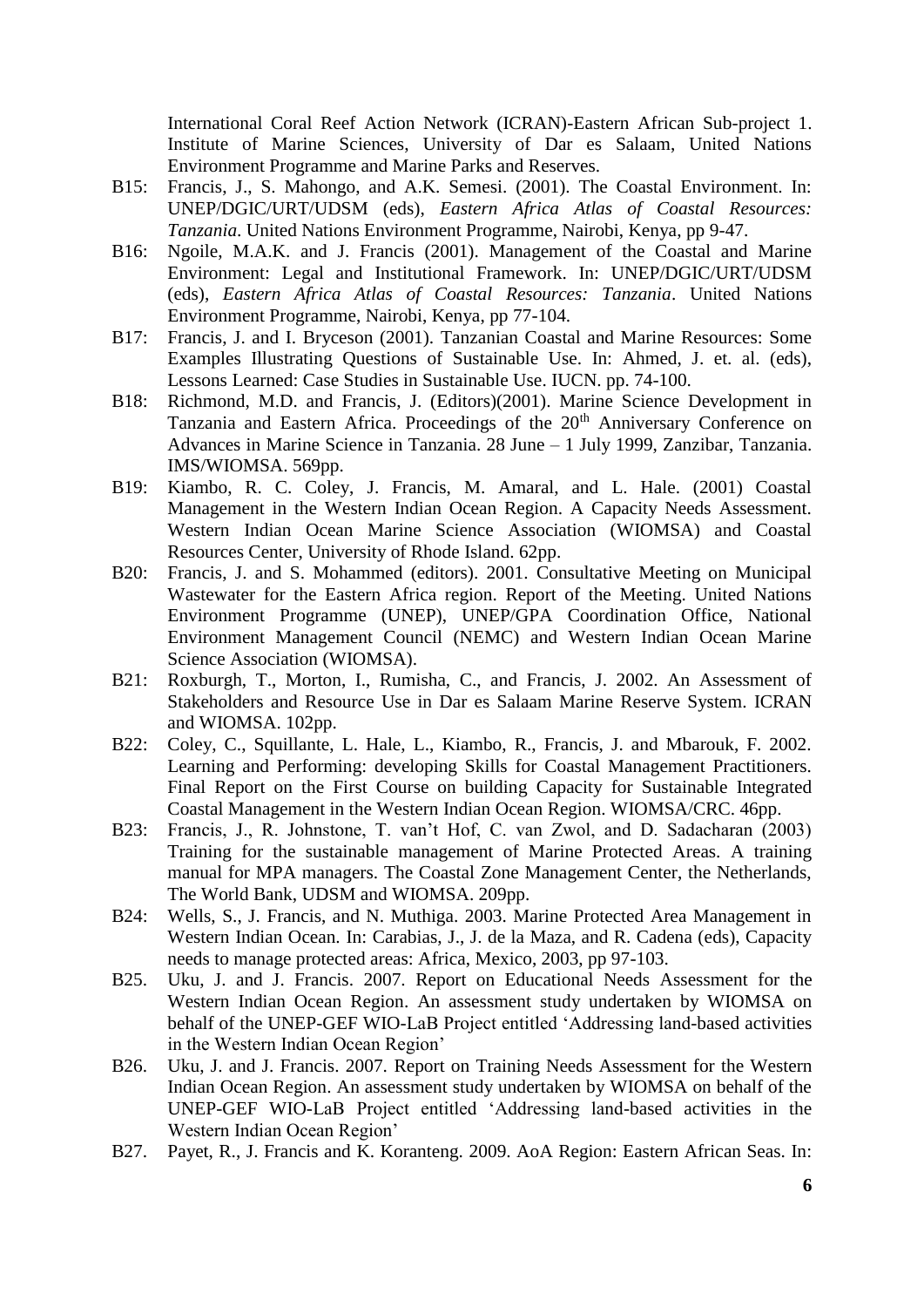International Coral Reef Action Network (ICRAN)-Eastern African Sub-project 1. Institute of Marine Sciences, University of Dar es Salaam, United Nations Environment Programme and Marine Parks and Reserves.

B15: Francis, J., S. Mahongo, and A.K. Semesi. (2001). The Coastal Environment. In: UNEP/DGIC/URT/UDSM (eds), *Eastern Africa Atlas of Coastal Resources: Tanzania*. United Nations Environment Programme, Nairobi, Kenya, pp 9-47.

B16: Ngoile, M.A.K. and J. Francis (2001). Management of the Coastal and Marine Environment: Legal and Institutional Framework. In: UNEP/DGIC/URT/UDSM (eds), *Eastern Africa Atlas of Coastal Resources: Tanzania*. United Nations Environment Programme, Nairobi, Kenya, pp 77-104.

B17: Francis, J. and I. Bryceson (2001). Tanzanian Coastal and Marine Resources: Some Examples Illustrating Questions of Sustainable Use. In: Ahmed, J. et. al. (eds), Lessons Learned: Case Studies in Sustainable Use. IUCN. pp. 74-100.

B18: Richmond, M.D. and Francis, J. (Editors)(2001). Marine Science Development in Tanzania and Eastern Africa. Proceedings of the 20th Anniversary Conference on Advances in Marine Science in Tanzania. 28 June – 1 July 1999, Zanzibar, Tanzania. IMS/WIOMSA. 569pp.

B19: Kiambo, R. C. Coley, J. Francis, M. Amaral, and L. Hale. (2001) Coastal Management in the Western Indian Ocean Region. A Capacity Needs Assessment. Western Indian Ocean Marine Science Association (WIOMSA) and Coastal Resources Center, University of Rhode Island. 62pp.

B20: Francis, J. and S. Mohammed (editors). 2001. Consultative Meeting on Municipal Wastewater for the Eastern Africa region. Report of the Meeting. United Nations Environment Programme (UNEP), UNEP/GPA Coordination Office, National Environment Management Council (NEMC) and Western Indian Ocean Marine Science Association (WIOMSA).

B21: Roxburgh, T., Morton, I., Rumisha, C., and Francis, J. 2002. An Assessment of Stakeholders and Resource Use in Dar es Salaam Marine Reserve System. ICRAN and WIOMSA. 102pp.

B22: Coley, C., Squillante, L. Hale, L., Kiambo, R., Francis, J. and Mbarouk, F. 2002. Learning and Performing: developing Skills for Coastal Management Practitioners. Final Report on the First Course on building Capacity for Sustainable Integrated Coastal Management in the Western Indian Ocean Region. WIOMSA/CRC. 46pp.

B23: Francis, J., R. Johnstone, T. van't Hof, C. van Zwol, and D. Sadacharan (2003) Training for the sustainable management of Marine Protected Areas. A training manual for MPA managers. The Coastal Zone Management Center, the Netherlands, The World Bank, UDSM and WIOMSA. 209pp.

B24: Wells, S., J. Francis, and N. Muthiga. 2003. Marine Protected Area Management in Western Indian Ocean. In: Carabias, J., J. de la Maza, and R. Cadena (eds), Capacity needs to manage protected areas: Africa, Mexico, 2003, pp 97-103.

B25. Uku, J. and J. Francis. 2007. Report on Educational Needs Assessment for the Western Indian Ocean Region. An assessment study undertaken by WIOMSA on behalf of the UNEP-GEF WIO-LaB Project entitled 'Addressing land-based activities in the Western Indian Ocean Region'

B26. Uku, J. and J. Francis. 2007. Report on Training Needs Assessment for the Western Indian Ocean Region. An assessment study undertaken by WIOMSA on behalf of the UNEP-GEF WIO-LaB Project entitled 'Addressing land-based activities in the Western Indian Ocean Region'

B27. Payet, R., J. Francis and K. Koranteng. 2009. AoA Region: Eastern African Seas. In: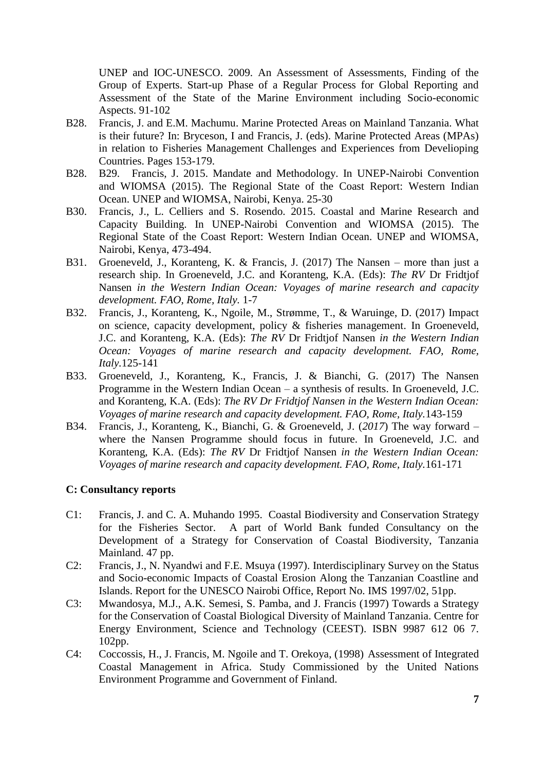UNEP and IOC-UNESCO. 2009. An Assessment of Assessments, Finding of the Group of Experts. Start-up Phase of a Regular Process for Global Reporting and Assessment of the State of the Marine Environment including Socio-economic Aspects. 91-102

B28. Francis, J. and E.M. Machumu. Marine Protected Areas on Mainland Tanzania. What is their future? In: Bryceson, I and Francis, J. (eds). Marine Protected Areas (MPAs) in relation to Fisheries Management Challenges and Experiences from Develioping Countries. Pages 153-179.

B28. B29. Francis, J. 2015. Mandate and Methodology. In UNEP-Nairobi Convention and WIOMSA (2015). The Regional State of the Coast Report: Western Indian Ocean. UNEP and WIOMSA, Nairobi, Kenya. 25-30

B30. Francis, J., L. Celliers and S. Rosendo. 2015. Coastal and Marine Research and Capacity Building. In UNEP-Nairobi Convention and WIOMSA (2015). The Regional State of the Coast Report: Western Indian Ocean. UNEP and WIOMSA, Nairobi, Kenya, 473-494.

B31. Groeneveld, J., Koranteng, K. & Francis, J. (2017) The Nansen – more than just a research ship. In Groeneveld, J.C. and Koranteng, K.A. (Eds): *The RV* Dr Fridtjof Nansen *in the Western Indian Ocean: Voyages of marine research and capacity development. FAO, Rome, Italy.* 1-7

B32. Francis, J., Koranteng, K., Ngoile, M., Strømme, T., & Waruinge, D. (2017) Impact on science, capacity development, policy & fisheries management. In Groeneveld, J.C. and Koranteng, K.A. (Eds): *The RV* Dr Fridtjof Nansen *in the Western Indian Ocean: Voyages of marine research and capacity development. FAO, Rome, Italy.*125-141

B33. Groeneveld, J., Koranteng, K., Francis, J. & Bianchi, G. (2017) The Nansen Programme in the Western Indian Ocean – a synthesis of results. In Groeneveld, J.C. and Koranteng, K.A. (Eds): *The RV Dr Fridtjof Nansen in the Western Indian Ocean: Voyages of marine research and capacity development. FAO, Rome, Italy.*143-159

B34. Francis, J., Koranteng, K., Bianchi, G. & Groeneveld, J. (*2017*) The way forward – where the Nansen Programme should focus in future. In Groeneveld, J.C. and Koranteng, K.A. (Eds): *The RV* Dr Fridtjof Nansen *in the Western Indian Ocean: Voyages of marine research and capacity development. FAO, Rome, Italy.*161-171

**C: Consultancy reports**

C1: Francis, J. and C. A. Muhando 1995. Coastal Biodiversity and Conservation Strategy for the Fisheries Sector. A part of World Bank funded Consultancy on the Development of a Strategy for Conservation of Coastal Biodiversity, Tanzania Mainland. 47 pp.

C2: Francis, J., N. Nyandwi and F.E. Msuya (1997). Interdisciplinary Survey on the Status and Socio-economic Impacts of Coastal Erosion Along the Tanzanian Coastline and Islands. Report for the UNESCO Nairobi Office, Report No. IMS 1997/02, 51pp.

C3: Mwandosya, M.J., A.K. Semesi, S. Pamba, and J. Francis (1997) Towards a Strategy for the Conservation of Coastal Biological Diversity of Mainland Tanzania. Centre for Energy Environment, Science and Technology (CEEST). ISBN 9987 612 06 7. 102pp.

C4: Coccossis, H., J. Francis, M. Ngoile and T. Orekoya, (1998) Assessment of Integrated Coastal Management in Africa. Study Commissioned by the United Nations Environment Programme and Government of Finland.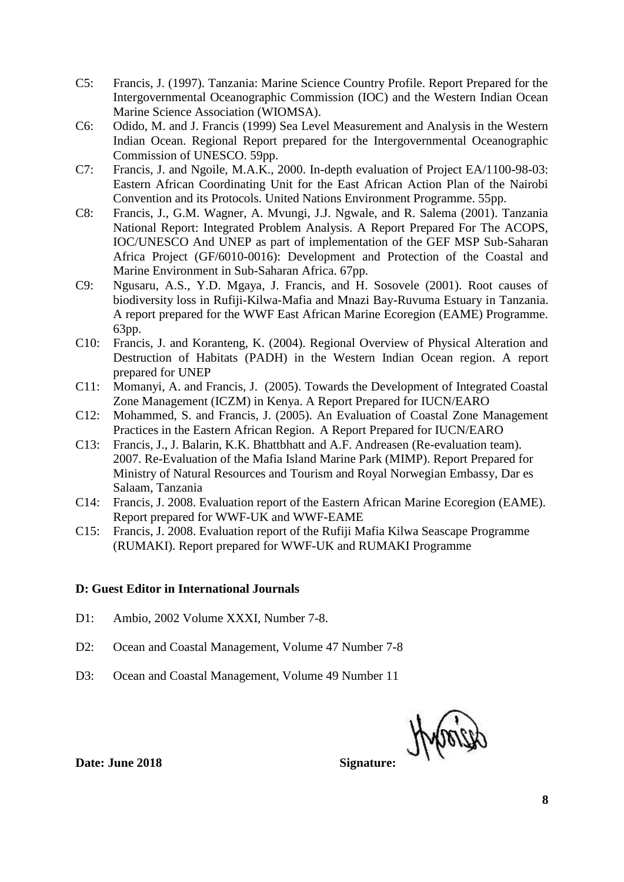C5: Francis, J. (1997). Tanzania: Marine Science Country Profile. Report Prepared for the Intergovernmental Oceanographic Commission (IOC) and the Western Indian Ocean Marine Science Association (WIOMSA).

C6: Odido, M. and J. Francis (1999) Sea Level Measurement and Analysis in the Western Indian Ocean. Regional Report prepared for the Intergovernmental Oceanographic Commission of UNESCO. 59pp.

C7: Francis, J. and Ngoile, M.A.K., 2000. In-depth evaluation of Project EA/1100-98-03: Eastern African Coordinating Unit for the East African Action Plan of the Nairobi Convention and its Protocols. United Nations Environment Programme. 55pp.

C8: Francis, J., G.M. Wagner, A. Mvungi, J.J. Ngwale, and R. Salema (2001). Tanzania National Report: Integrated Problem Analysis. A Report Prepared For The ACOPS, IOC/UNESCO And UNEP as part of implementation of the GEF MSP Sub-Saharan Africa Project (GF/6010-0016): Development and Protection of the Coastal and Marine Environment in Sub-Saharan Africa. 67pp.

C9: Ngusaru, A.S., Y.D. Mgaya, J. Francis, and H. Sosovele (2001). Root causes of biodiversity loss in Rufiji-Kilwa-Mafia and Mnazi Bay-Ruvuma Estuary in Tanzania. A report prepared for the WWF East African Marine Ecoregion (EAME) Programme. 63pp.

C10: Francis, J. and Koranteng, K. (2004). Regional Overview of Physical Alteration and Destruction of Habitats (PADH) in the Western Indian Ocean region. A report prepared for UNEP

C11: Momanyi, A. and Francis, J. (2005). Towards the Development of Integrated Coastal Zone Management (ICZM) in Kenya. A Report Prepared for IUCN/EARO

C12: Mohammed, S. and Francis, J. (2005). An Evaluation of Coastal Zone Management Practices in the Eastern African Region. A Report Prepared for IUCN/EARO

C13: Francis, J., J. Balarin, K.K. Bhattbhatt and A.F. Andreasen (Re-evaluation team). 2007. Re-Evaluation of the Mafia Island Marine Park (MIMP). Report Prepared for Ministry of Natural Resources and Tourism and Royal Norwegian Embassy, Dar es Salaam, Tanzania

C14: Francis, J. 2008. Evaluation report of the Eastern African Marine Ecoregion (EAME). Report prepared for WWF-UK and WWF-EAME

C15: Francis, J. 2008. Evaluation report of the Rufiji Mafia Kilwa Seascape Programme (RUMAKI). Report prepared for WWF-UK and RUMAKI Programme

**D: Guest Editor in International Journals**

D1: Ambio, 2002 Volume XXXI, Number 7-8.

D2: Ocean and Coastal Management, Volume 47 Number 7-8

D3: Ocean and Coastal Management, Volume 49 Number 11

**Date: June 2018** **Signature:**